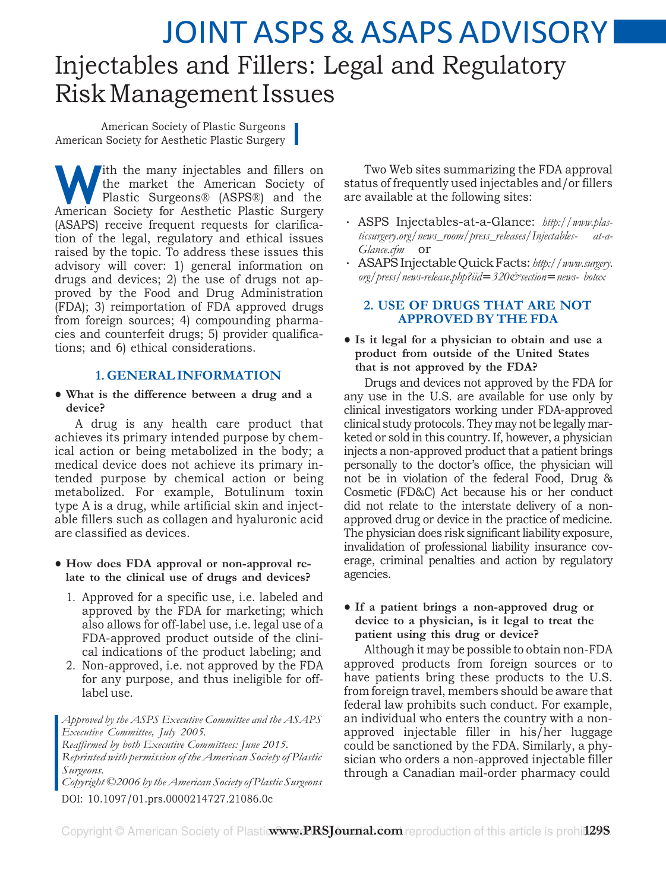# JOINT ASPS & ASAPS ADVISORY

# Injectables and Fillers: Legal and Regulatory Risk Management Issues

American Society of Plastic Surgeons
American Society for Aesthetic Plastic Surgery

With the many injectables and fillers on the market the American Society of Plastic Surgeons® (ASPS®) and the American Society for Aesthetic Plastic Surgery (ASAPS) receive frequent requests for clarification of the legal, regulatory and ethical issues raised by the topic. To address these issues this advisory will cover: 1) general information on drugs and devices; 2) the use of drugs not approved by the Food and Drug Administration (FDA); 3) reimportation of FDA approved drugs from foreign sources; 4) compounding pharmacies and counterfeit drugs; 5) provider qualifications; and 6) ethical considerations.

## 1. GENERAL INFORMATION

- **What is the difference between a drug and a device?**

A drug is any health care product that achieves its primary intended purpose by chemical action or being metabolized in the body; a medical device does not achieve its primary intended purpose by chemical action or being metabolized. For example, Botulinum toxin type A is a drug, while artificial skin and injectable fillers such as collagen and hyaluronic acid are classified as devices.

- **How does FDA approval or non-approval relate to the clinical use of drugs and devices?**

1. Approved for a specific use, i.e. labeled and approved by the FDA for marketing; which also allows for off-label use, i.e. legal use of a FDA-approved product outside of the clinical indications of the product labeling; and
2. Non-approved, i.e. not approved by the FDA for any purpose, and thus ineligible for off-label use.

*Approved by the ASPS Executive Committee and the ASAPS Executive Committee, July 2005.*
*Reaffirmed by both Executive Committees: June 2015.*
*Reprinted with permission of the American Society of Plastic Surgeons.*
*Copyright ©2006 by the American Society of Plastic Surgeons*

DOI: 10.1097/01.prs.0000214727.21086.0c

Two Web sites summarizing the FDA approval status of frequently used injectables and/or fillers are available at the following sites:

- ASPS Injectables-at-a-Glance: *http://www.plasticsurgery.org/news_room/press_releases/Injectables-at-a-Glance.cfm* or
- ASAPS Injectable Quick Facts: *http://www.surgery.org/press/news-release.php?iid=320&section=news-botox*

## 2. USE OF DRUGS THAT ARE NOT APPROVED BY THE FDA

- **Is it legal for a physician to obtain and use a product from outside of the United States that is not approved by the FDA?**

Drugs and devices not approved by the FDA for any use in the U.S. are available for use only by clinical investigators working under FDA-approved clinical study protocols. They may not be legally marketed or sold in this country. If, however, a physician injects a non-approved product that a patient brings personally to the doctor's office, the physician will not be in violation of the federal Food, Drug & Cosmetic (FD&C) Act because his or her conduct did not relate to the interstate delivery of a non-approved drug or device in the practice of medicine. The physician does risk significant liability exposure, invalidation of professional liability insurance coverage, criminal penalties and action by regulatory agencies.

- **If a patient brings a non-approved drug or device to a physician, is it legal to treat the patient using this drug or device?**

Although it may be possible to obtain non-FDA approved products from foreign sources or to have patients bring these products to the U.S. from foreign travel, members should be aware that federal law prohibits such conduct. For example, an individual who enters the country with a non-approved injectable filler in his/her luggage could be sanctioned by the FDA. Similarly, a physician who orders a non-approved injectable filler through a Canadian mail-order pharmacy could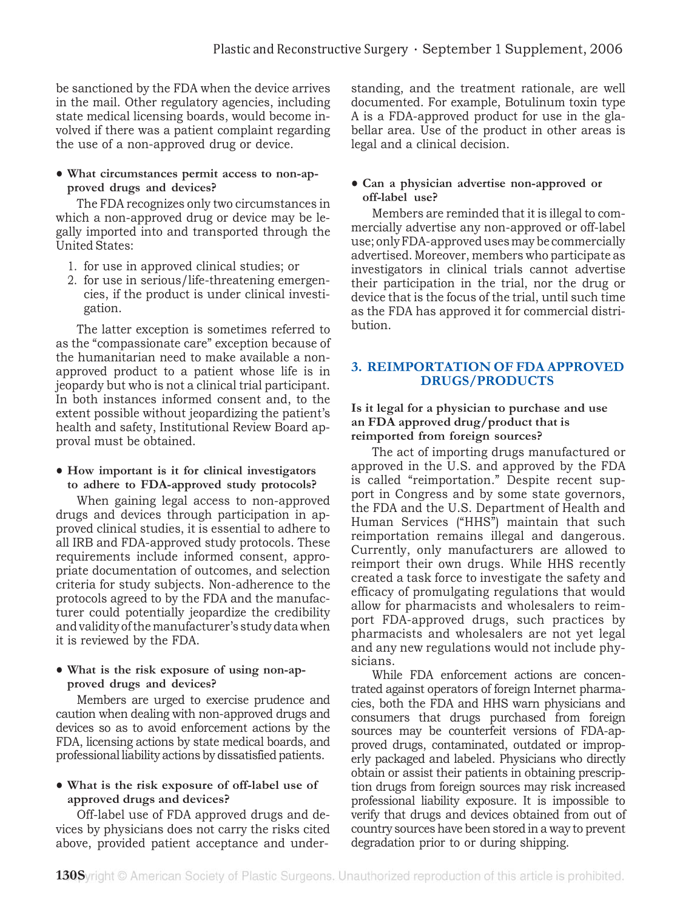be sanctioned by the FDA when the device arrives in the mail. Other regulatory agencies, including state medical licensing boards, would become involved if there was a patient complaint regarding the use of a non-approved drug or device.

- **What circumstances permit access to non-approved drugs and devices?**

The FDA recognizes only two circumstances in which a non-approved drug or device may be legally imported into and transported through the United States:

1. for use in approved clinical studies; or
2. for use in serious/life-threatening emergencies, if the product is under clinical investigation.

The latter exception is sometimes referred to as the "compassionate care" exception because of the humanitarian need to make available a non-approved product to a patient whose life is in jeopardy but who is not a clinical trial participant. In both instances informed consent and, to the extent possible without jeopardizing the patient's health and safety, Institutional Review Board approval must be obtained.

- **How important is it for clinical investigators to adhere to FDA-approved study protocols?**

When gaining legal access to non-approved drugs and devices through participation in approved clinical studies, it is essential to adhere to all IRB and FDA-approved study protocols. These requirements include informed consent, appropriate documentation of outcomes, and selection criteria for study subjects. Non-adherence to the protocols agreed to by the FDA and the manufacturer could potentially jeopardize the credibility and validity of the manufacturer's study data when it is reviewed by the FDA.

- **What is the risk exposure of using non-approved drugs and devices?**

Members are urged to exercise prudence and caution when dealing with non-approved drugs and devices so as to avoid enforcement actions by the FDA, licensing actions by state medical boards, and professional liability actions by dissatisfied patients.

- **What is the risk exposure of off-label use of approved drugs and devices?**

Off-label use of FDA approved drugs and devices by physicians does not carry the risks cited above, provided patient acceptance and understanding, and the treatment rationale, are well documented. For example, Botulinum toxin type A is a FDA-approved product for use in the glabellar area. Use of the product in other areas is legal and a clinical decision.

- **Can a physician advertise non-approved or off-label use?**

Members are reminded that it is illegal to commercially advertise any non-approved or off-label use; only FDA-approved uses may be commercially advertised. Moreover, members who participate as investigators in clinical trials cannot advertise their participation in the trial, nor the drug or device that is the focus of the trial, until such time as the FDA has approved it for commercial distribution.

## 3. REIMPORTATION OF FDA APPROVED DRUGS/PRODUCTS

**Is it legal for a physician to purchase and use an FDA approved drug/product that is reimported from foreign sources?**

The act of importing drugs manufactured or approved in the U.S. and approved by the FDA is called "reimportation." Despite recent support in Congress and by some state governors, the FDA and the U.S. Department of Health and Human Services ("HHS") maintain that such reimportation remains illegal and dangerous. Currently, only manufacturers are allowed to reimport their own drugs. While HHS recently created a task force to investigate the safety and efficacy of promulgating regulations that would allow for pharmacists and wholesalers to reimport FDA-approved drugs, such practices by pharmacists and wholesalers are not yet legal and any new regulations would not include physicians.

While FDA enforcement actions are concentrated against operators of foreign Internet pharmacies, both the FDA and HHS warn physicians and consumers that drugs purchased from foreign sources may be counterfeit versions of FDA-approved drugs, contaminated, outdated or improperly packaged and labeled. Physicians who directly obtain or assist their patients in obtaining prescription drugs from foreign sources may risk increased professional liability exposure. It is impossible to verify that drugs and devices obtained from out of country sources have been stored in a way to prevent degradation prior to or during shipping.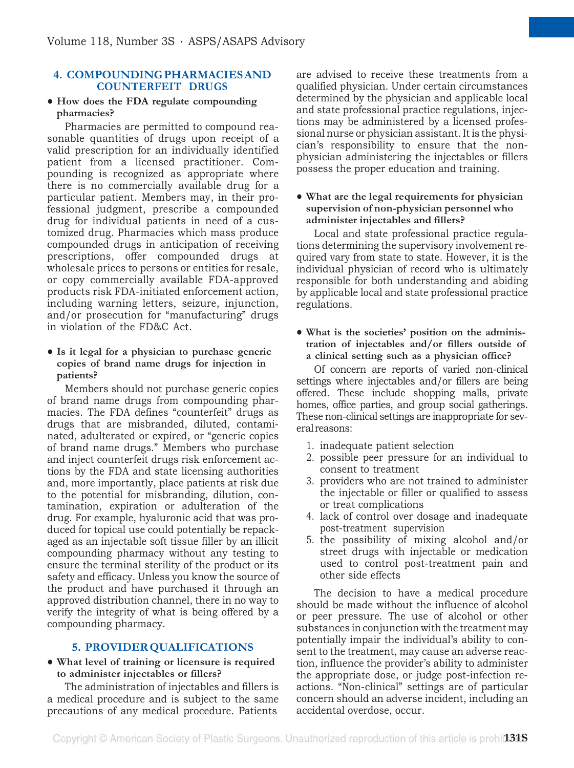## 4. COMPOUNDING PHARMACIES AND COUNTERFEIT DRUGS

- **How does the FDA regulate compounding pharmacies?**

Pharmacies are permitted to compound reasonable quantities of drugs upon receipt of a valid prescription for an individually identified patient from a licensed practitioner. Compounding is recognized as appropriate where there is no commercially available drug for a particular patient. Members may, in their professional judgment, prescribe a compounded drug for individual patients in need of a customized drug. Pharmacies which mass produce compounded drugs in anticipation of receiving prescriptions, offer compounded drugs at wholesale prices to persons or entities for resale, or copy commercially available FDA-approved products risk FDA-initiated enforcement action, including warning letters, seizure, injunction, and/or prosecution for "manufacturing" drugs in violation of the FD&C Act.

- **Is it legal for a physician to purchase generic copies of brand name drugs for injection in patients?**

Members should not purchase generic copies of brand name drugs from compounding pharmacies. The FDA defines "counterfeit" drugs as drugs that are misbranded, diluted, contaminated, adulterated or expired, or "generic copies of brand name drugs." Members who purchase and inject counterfeit drugs risk enforcement actions by the FDA and state licensing authorities and, more importantly, place patients at risk due to the potential for misbranding, dilution, contamination, expiration or adulteration of the drug. For example, hyaluronic acid that was produced for topical use could potentially be repackaged as an injectable soft tissue filler by an illicit compounding pharmacy without any testing to ensure the terminal sterility of the product or its safety and efficacy. Unless you know the source of the product and have purchased it through an approved distribution channel, there in no way to verify the integrity of what is being offered by a compounding pharmacy.

## 5. PROVIDER QUALIFICATIONS

- **What level of training or licensure is required to administer injectables or fillers?**

The administration of injectables and fillers is a medical procedure and is subject to the same precautions of any medical procedure. Patients are advised to receive these treatments from a qualified physician. Under certain circumstances determined by the physician and applicable local and state professional practice regulations, injections may be administered by a licensed professional nurse or physician assistant. It is the physician's responsibility to ensure that the non-physician administering the injectables or fillers possess the proper education and training.

- **What are the legal requirements for physician supervision of non-physician personnel who administer injectables and fillers?**

Local and state professional practice regulations determining the supervisory involvement required vary from state to state. However, it is the individual physician of record who is ultimately responsible for both understanding and abiding by applicable local and state professional practice regulations.

- **What is the societies' position on the administration of injectables and/or fillers outside of a clinical setting such as a physician office?**

Of concern are reports of varied non-clinical settings where injectables and/or fillers are being offered. These include shopping malls, private homes, office parties, and group social gatherings. These non-clinical settings are inappropriate for several reasons:

1. inadequate patient selection
2. possible peer pressure for an individual to consent to treatment
3. providers who are not trained to administer the injectable or filler or qualified to assess or treat complications
4. lack of control over dosage and inadequate post-treatment supervision
5. the possibility of mixing alcohol and/or street drugs with injectable or medication used to control post-treatment pain and other side effects

The decision to have a medical procedure should be made without the influence of alcohol or peer pressure. The use of alcohol or other substances in conjunction with the treatment may potentially impair the individual's ability to consent to the treatment, may cause an adverse reaction, influence the provider's ability to administer the appropriate dose, or judge post-infection reactions. "Non-clinical" settings are of particular concern should an adverse incident, including an accidental overdose, occur.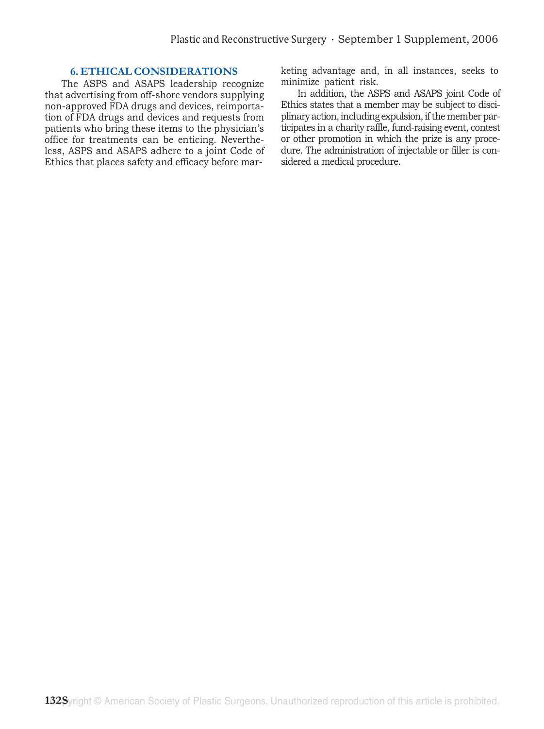### 6. ETHICAL CONSIDERATIONS

The ASPS and ASAPS leadership recognize that advertising from off-shore vendors supplying non-approved FDA drugs and devices, reimportation of FDA drugs and devices and requests from patients who bring these items to the physician's office for treatments can be enticing. Nevertheless, ASPS and ASAPS adhere to a joint Code of Ethics that places safety and efficacy before marketing advantage and, in all instances, seeks to minimize patient risk.

In addition, the ASPS and ASAPS joint Code of Ethics states that a member may be subject to disciplinary action, including expulsion, if the member participates in a charity raffle, fund-raising event, contest or other promotion in which the prize is any procedure. The administration of injectable or filler is considered a medical procedure.